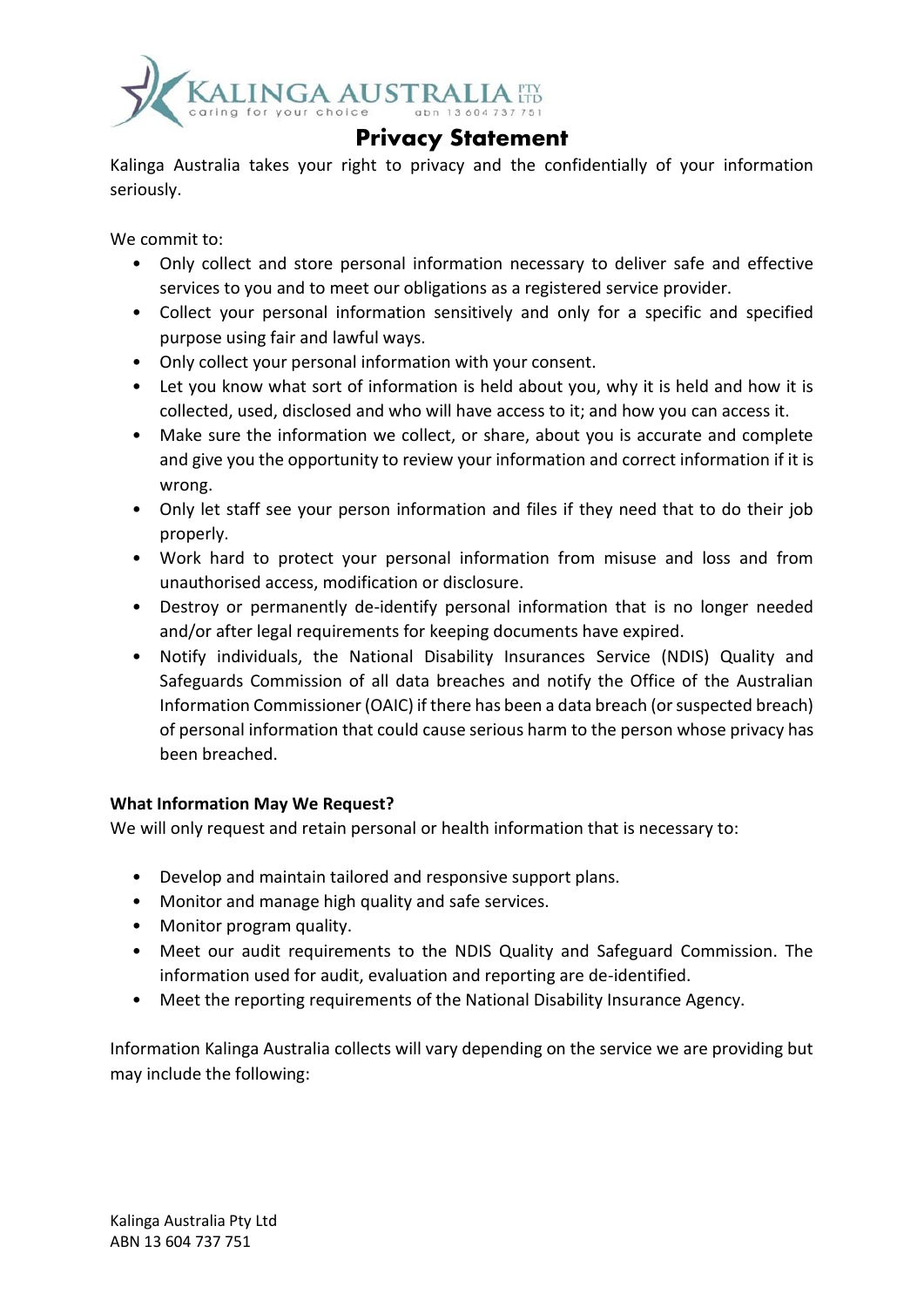KALINGA AUSTRALIA PTY LTD
caring for your choice abn 13 604 737 751

# Privacy Statement

Kalinga Australia takes your right to privacy and the confidentially of your information seriously.

We commit to:

- Only collect and store personal information necessary to deliver safe and effective services to you and to meet our obligations as a registered service provider.
- Collect your personal information sensitively and only for a specific and specified purpose using fair and lawful ways.
- Only collect your personal information with your consent.
- Let you know what sort of information is held about you, why it is held and how it is collected, used, disclosed and who will have access to it; and how you can access it.
- Make sure the information we collect, or share, about you is accurate and complete and give you the opportunity to review your information and correct information if it is wrong.
- Only let staff see your person information and files if they need that to do their job properly.
- Work hard to protect your personal information from misuse and loss and from unauthorised access, modification or disclosure.
- Destroy or permanently de-identify personal information that is no longer needed and/or after legal requirements for keeping documents have expired.
- Notify individuals, the National Disability Insurances Service (NDIS) Quality and Safeguards Commission of all data breaches and notify the Office of the Australian Information Commissioner (OAIC) if there has been a data breach (or suspected breach) of personal information that could cause serious harm to the person whose privacy has been breached.

**What Information May We Request?**

We will only request and retain personal or health information that is necessary to:

- Develop and maintain tailored and responsive support plans.
- Monitor and manage high quality and safe services.
- Monitor program quality.
- Meet our audit requirements to the NDIS Quality and Safeguard Commission. The information used for audit, evaluation and reporting are de-identified.
- Meet the reporting requirements of the National Disability Insurance Agency.

Information Kalinga Australia collects will vary depending on the service we are providing but may include the following: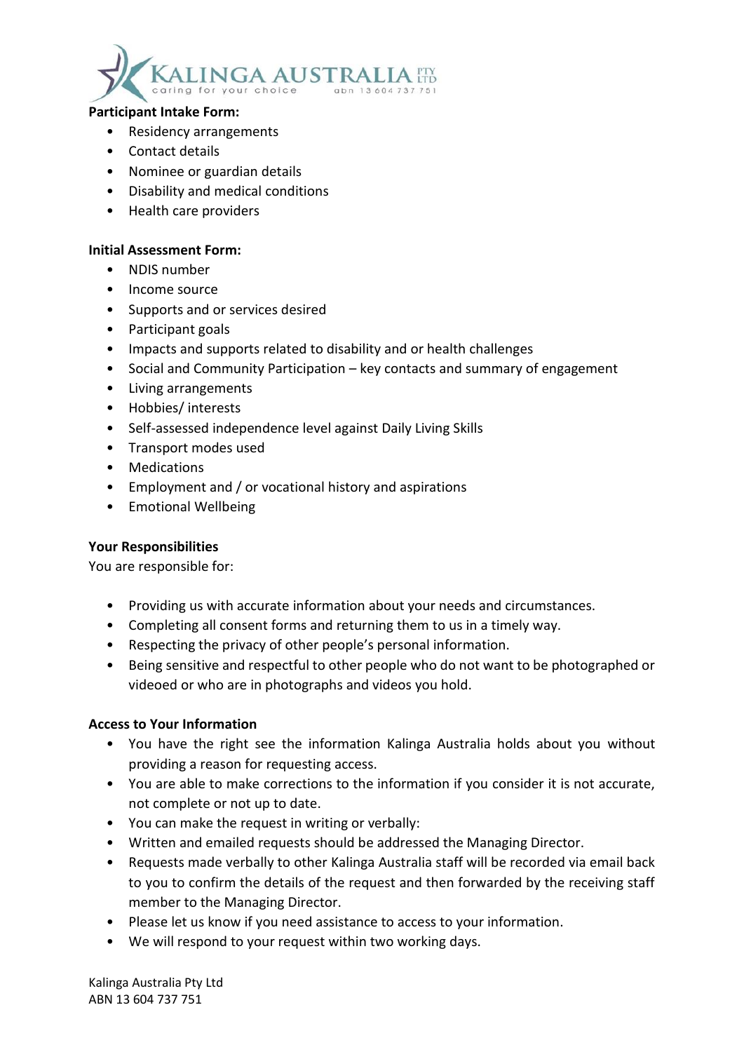**Participant Intake Form:**

- Residency arrangements
- Contact details
- Nominee or guardian details
- Disability and medical conditions
- Health care providers

**Initial Assessment Form:**

- NDIS number
- Income source
- Supports and or services desired
- Participant goals
- Impacts and supports related to disability and or health challenges
- Social and Community Participation – key contacts and summary of engagement
- Living arrangements
- Hobbies/ interests
- Self-assessed independence level against Daily Living Skills
- Transport modes used
- Medications
- Employment and / or vocational history and aspirations
- Emotional Wellbeing

**Your Responsibilities**

You are responsible for:

- Providing us with accurate information about your needs and circumstances.
- Completing all consent forms and returning them to us in a timely way.
- Respecting the privacy of other people's personal information.
- Being sensitive and respectful to other people who do not want to be photographed or videoed or who are in photographs and videos you hold.

**Access to Your Information**

- You have the right see the information Kalinga Australia holds about you without providing a reason for requesting access.
- You are able to make corrections to the information if you consider it is not accurate, not complete or not up to date.
- You can make the request in writing or verbally:
- Written and emailed requests should be addressed the Managing Director.
- Requests made verbally to other Kalinga Australia staff will be recorded via email back to you to confirm the details of the request and then forwarded by the receiving staff member to the Managing Director.
- Please let us know if you need assistance to access to your information.
- We will respond to your request within two working days.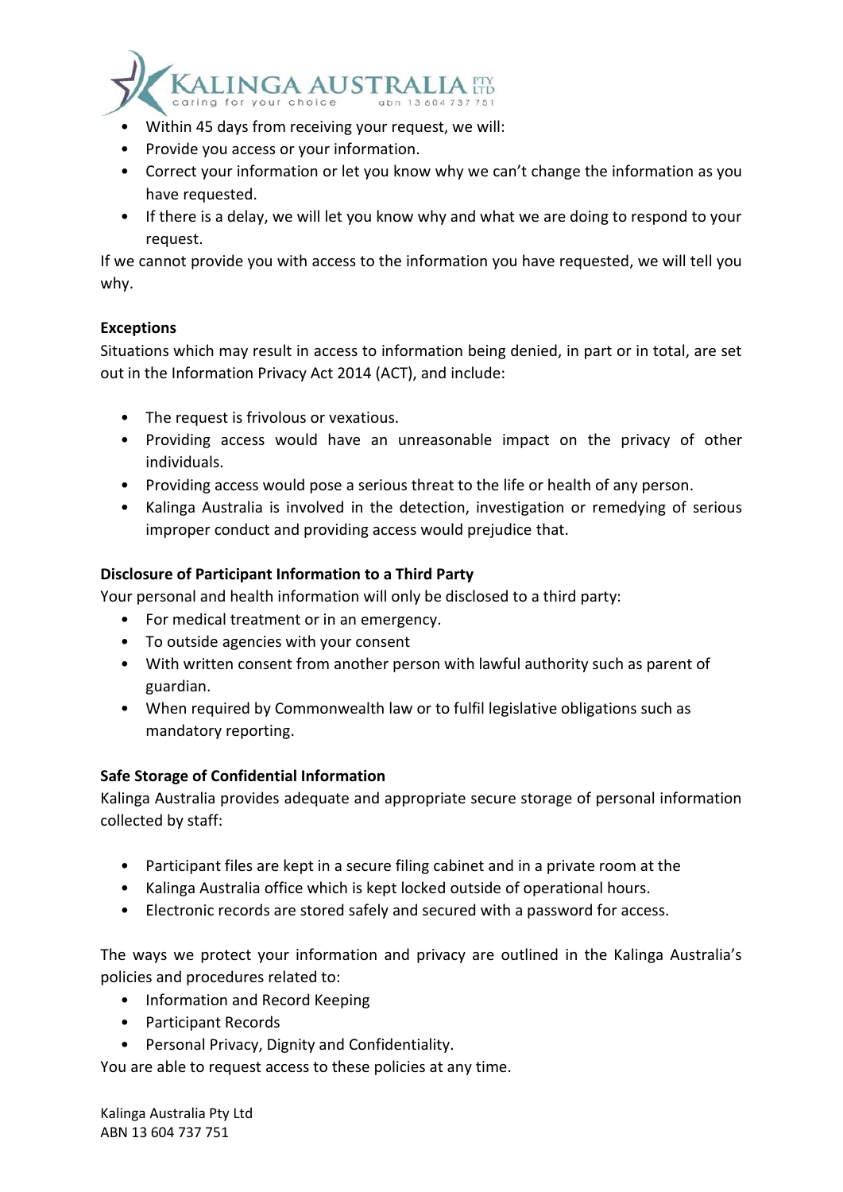- Within 45 days from receiving your request, we will:
- Provide you access or your information.
- Correct your information or let you know why we can't change the information as you have requested.
- If there is a delay, we will let you know why and what we are doing to respond to your request.

If we cannot provide you with access to the information you have requested, we will tell you why.

**Exceptions**

Situations which may result in access to information being denied, in part or in total, are set out in the Information Privacy Act 2014 (ACT), and include:

- The request is frivolous or vexatious.
- Providing access would have an unreasonable impact on the privacy of other individuals.
- Providing access would pose a serious threat to the life or health of any person.
- Kalinga Australia is involved in the detection, investigation or remedying of serious improper conduct and providing access would prejudice that.

**Disclosure of Participant Information to a Third Party**

Your personal and health information will only be disclosed to a third party:

- For medical treatment or in an emergency.
- To outside agencies with your consent
- With written consent from another person with lawful authority such as parent of guardian.
- When required by Commonwealth law or to fulfil legislative obligations such as mandatory reporting.

**Safe Storage of Confidential Information**

Kalinga Australia provides adequate and appropriate secure storage of personal information collected by staff:

- Participant files are kept in a secure filing cabinet and in a private room at the
- Kalinga Australia office which is kept locked outside of operational hours.
- Electronic records are stored safely and secured with a password for access.

The ways we protect your information and privacy are outlined in the Kalinga Australia's policies and procedures related to:

- Information and Record Keeping
- Participant Records
- Personal Privacy, Dignity and Confidentiality.

You are able to request access to these policies at any time.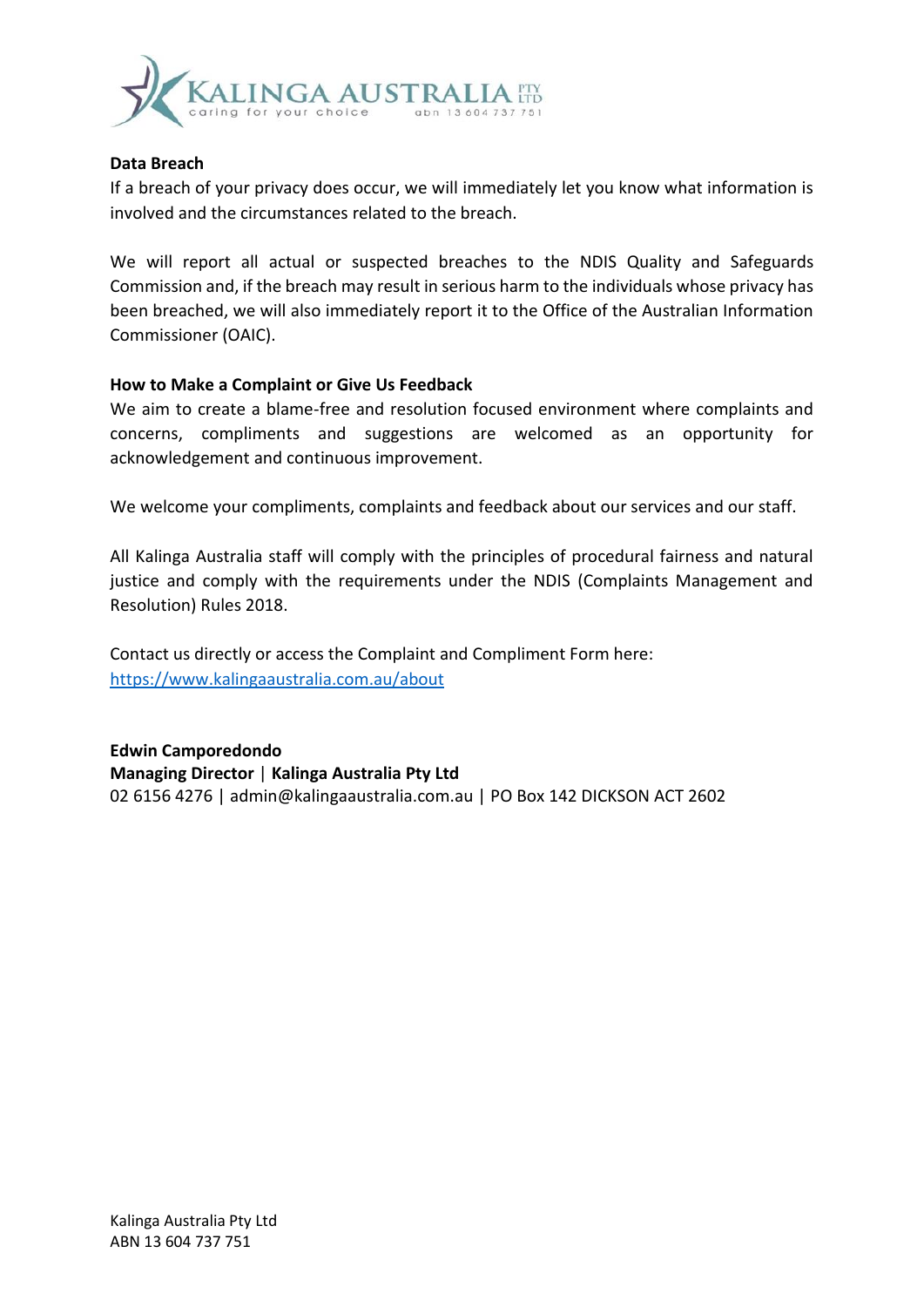### Data Breach

If a breach of your privacy does occur, we will immediately let you know what information is involved and the circumstances related to the breach.

We will report all actual or suspected breaches to the NDIS Quality and Safeguards Commission and, if the breach may result in serious harm to the individuals whose privacy has been breached, we will also immediately report it to the Office of the Australian Information Commissioner (OAIC).

### How to Make a Complaint or Give Us Feedback

We aim to create a blame-free and resolution focused environment where complaints and concerns, compliments and suggestions are welcomed as an opportunity for acknowledgement and continuous improvement.

We welcome your compliments, complaints and feedback about our services and our staff.

All Kalinga Australia staff will comply with the principles of procedural fairness and natural justice and comply with the requirements under the NDIS (Complaints Management and Resolution) Rules 2018.

Contact us directly or access the Complaint and Compliment Form here:
[https://www.kalingaaustralia.com.au/about](https://www.kalingaaustralia.com.au/about)

**Edwin Camporedondo**
**Managing Director** | **Kalinga Australia Pty Ltd**
02 6156 4276 | admin@kalingaaustralia.com.au | PO Box 142 DICKSON ACT 2602